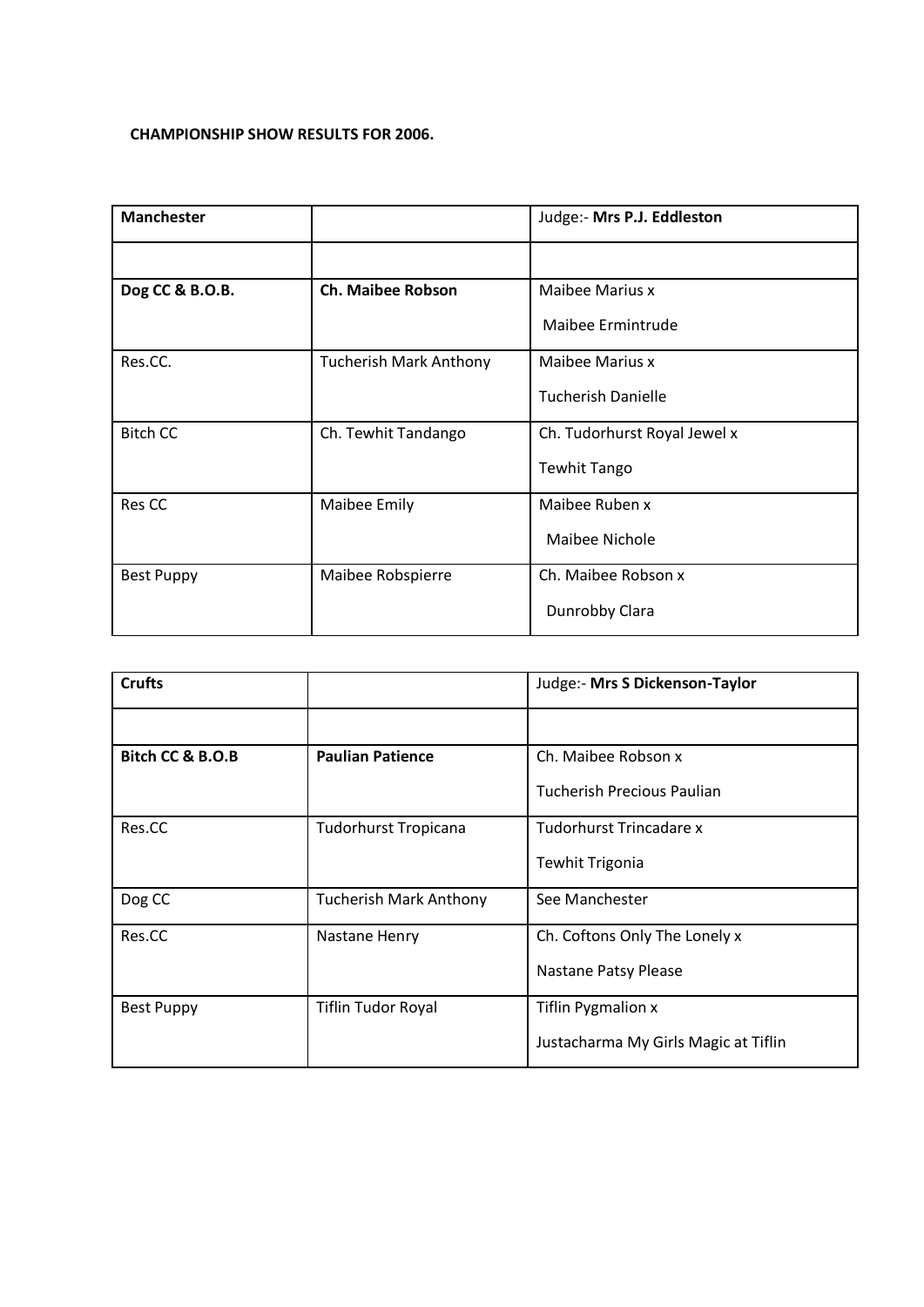**CHAMPIONSHIP SHOW RESULTS FOR 2006.**

| **Manchester** | | Judge:- **Mrs P.J. Eddleston** |
|---|---|---|
| | | |
| **Dog CC & B.O.B.** | **Ch. Maibee Robson** | Maibee Marius x<br>Maibee Ermintrude |
| Res.CC. | Tucherish Mark Anthony | Maibee Marius x<br>Tucherish Danielle |
| Bitch CC | Ch. Tewhit Tandango | Ch. Tudorhurst Royal Jewel x<br>Tewhit Tango |
| Res CC | Maibee Emily | Maibee Ruben x<br>Maibee Nichole |
| Best Puppy | Maibee Robspierre | Ch. Maibee Robson x<br>Dunrobby Clara |

| **Crufts** | | Judge:- **Mrs S Dickenson-Taylor** |
|---|---|---|
| | | |
| **Bitch CC & B.O.B** | **Paulian Patience** | Ch. Maibee Robson x<br>Tucherish Precious Paulian |
| Res.CC | Tudorhurst Tropicana | Tudorhurst Trincadare x<br>Tewhit Trigonia |
| Dog CC | Tucherish Mark Anthony | See Manchester |
| Res.CC | Nastane Henry | Ch. Coftons Only The Lonely x<br>Nastane Patsy Please |
| Best Puppy | Tiflin Tudor Royal | Tiflin Pygmalion x<br>Justacharma My Girls Magic at Tiflin |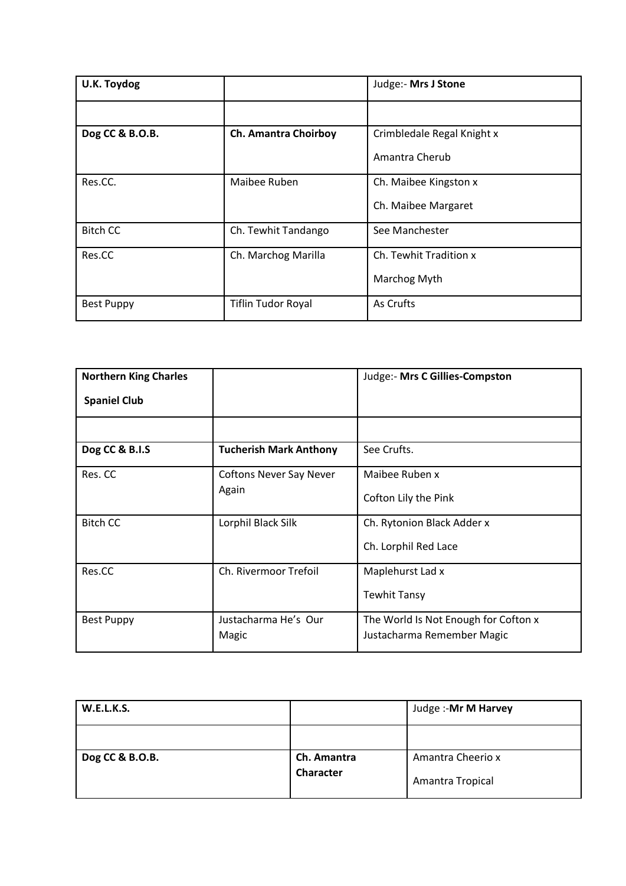| **U.K. Toydog** | | Judge:- **Mrs J Stone** |
|---|---|---|
| | | |
| **Dog CC & B.O.B.** | **Ch. Amantra Choirboy** | Crimbledale Regal Knight x Amantra Cherub |
| Res.CC. | Maibee Ruben | Ch. Maibee Kingston x Ch. Maibee Margaret |
| Bitch CC | Ch. Tewhit Tandango | See Manchester |
| Res.CC | Ch. Marchog Marilla | Ch. Tewhit Tradition x Marchog Myth |
| Best Puppy | Tiflin Tudor Royal | As Crufts |

| **Northern King Charles Spaniel Club** | | Judge:- **Mrs C Gillies-Compston** |
|---|---|---|
| | | |
| **Dog CC & B.I.S** | **Tucherish Mark Anthony** | See Crufts. |
| Res. CC | Coftons Never Say Never Again | Maibee Ruben x Cofton Lily the Pink |
| Bitch CC | Lorphil Black Silk | Ch. Rytonion Black Adder x Ch. Lorphil Red Lace |
| Res.CC | Ch. Rivermoor Trefoil | Maplehurst Lad x Tewhit Tansy |
| Best Puppy | Justacharma He's Our Magic | The World Is Not Enough for Cofton x Justacharma Remember Magic |

| **W.E.L.K.S.** | | Judge :-**Mr M Harvey** |
|---|---|---|
| | | |
| **Dog CC & B.O.B.** | **Ch. Amantra Character** | Amantra Cheerio x Amantra Tropical |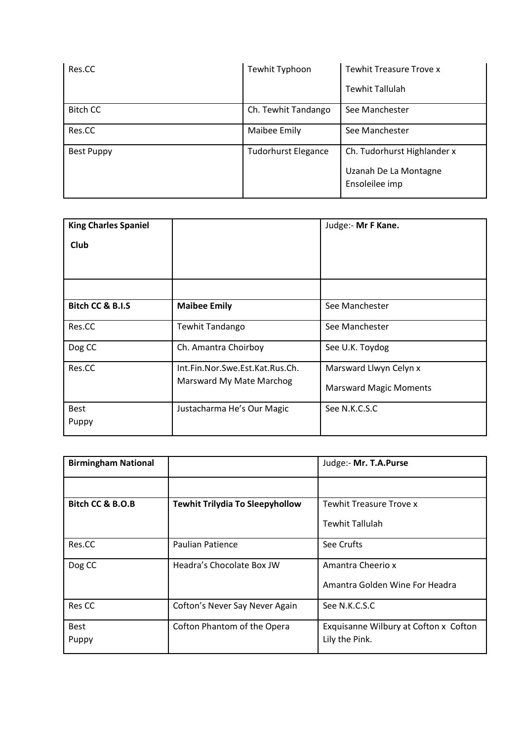| Res.CC | Tewhit Typhoon | Tewhit Treasure Trove x Tewhit Tallulah |
|---|---|---|
| Bitch CC | Ch. Tewhit Tandango | See Manchester |
| Res.CC | Maibee Emily | See Manchester |
| Best Puppy | Tudorhurst Elegance | Ch. Tudorhurst Highlander x Uzanah De La Montagne Ensoleilee imp |

| **King Charles Spaniel Club** | | Judge:- **Mr F Kane.** |
|---|---|---|
| | | |
| **Bitch CC & B.I.S** | **Maibee Emily** | See Manchester |
| Res.CC | Tewhit Tandango | See Manchester |
| Dog CC | Ch. Amantra Choirboy | See U.K. Toydog |
| Res.CC | Int.Fin.Nor.Swe.Est.Kat.Rus.Ch. Marsward My Mate Marchog | Marsward Llwyn Celyn x Marsward Magic Moments |
| Best Puppy | Justacharma He's Our Magic | See N.K.C.S.C |

| **Birmingham National** | | Judge:- **Mr. T.A.Purse** |
|---|---|---|
| | | |
| **Bitch CC & B.O.B** | **Tewhit Trilydia To Sleepyhollow** | Tewhit Treasure Trove x Tewhit Tallulah |
| Res.CC | Paulian Patience | See Crufts |
| Dog CC | Headra's Chocolate Box JW | Amantra Cheerio x Amantra Golden Wine For Headra |
| Res CC | Cofton's Never Say Never Again | See N.K.C.S.C |
| Best Puppy | Cofton Phantom of the Opera | Exquisanne Wilbury at Cofton x Cofton Lily the Pink. |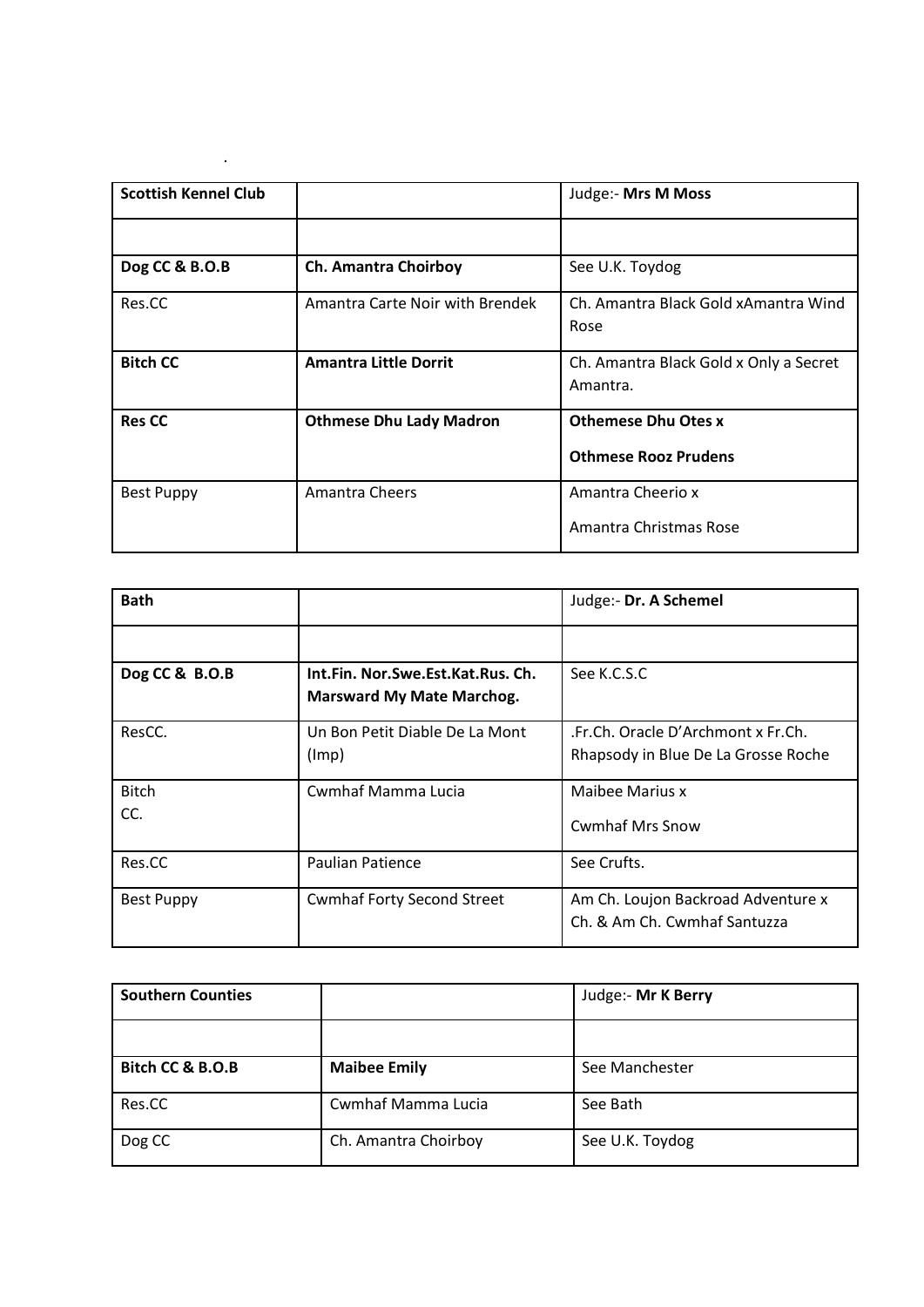.

| **Scottish Kennel Club** | | Judge:- **Mrs M Moss** |
|---|---|---|
| | | |
| **Dog CC & B.O.B** | **Ch. Amantra Choirboy** | See U.K. Toydog |
| Res.CC | Amantra Carte Noir with Brendek | Ch. Amantra Black Gold xAmantra Wind Rose |
| **Bitch CC** | **Amantra Little Dorrit** | Ch. Amantra Black Gold x Only a Secret Amantra. |
| **Res CC** | **Othmese Dhu Lady Madron** | **Othemese Dhu Otes x**<br>**Othmese Rooz Prudens** |
| Best Puppy | Amantra Cheers | Amantra Cheerio x<br>Amantra Christmas Rose |

| **Bath** | | Judge:- **Dr. A Schemel** |
|---|---|---|
| | | |
| **Dog CC & B.O.B** | **Int.Fin. Nor.Swe.Est.Kat.Rus. Ch. Marsward My Mate Marchog.** | See K.C.S.C |
| ResCC. | Un Bon Petit Diable De La Mont (Imp) | .Fr.Ch. Oracle D'Archmont x Fr.Ch. Rhapsody in Blue De La Grosse Roche |
| Bitch CC. | Cwmhaf Mamma Lucia | Maibee Marius x<br>Cwmhaf Mrs Snow |
| Res.CC | Paulian Patience | See Crufts. |
| Best Puppy | Cwmhaf Forty Second Street | Am Ch. Loujon Backroad Adventure x Ch. & Am Ch. Cwmhaf Santuzza |

| **Southern Counties** | | Judge:- **Mr K Berry** |
|---|---|---|
| | | |
| **Bitch CC & B.O.B** | **Maibee Emily** | See Manchester |
| Res.CC | Cwmhaf Mamma Lucia | See Bath |
| Dog CC | Ch. Amantra Choirboy | See U.K. Toydog |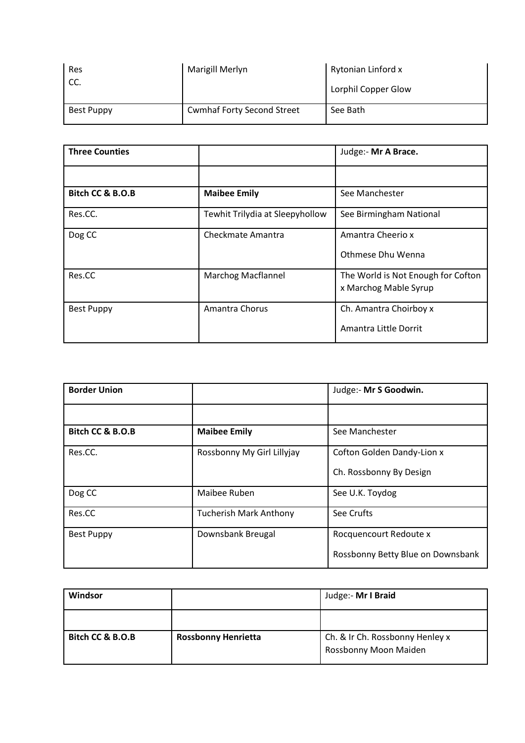| Res CC. | Marigill Merlyn | Rytonian Linford x Lorphil Copper Glow |
|---|---|---|
| Best Puppy | Cwmhaf Forty Second Street | See Bath |

| **Three Counties** | | Judge:- **Mr A Brace.** |
|---|---|---|
| | | |
| **Bitch CC & B.O.B** | **Maibee Emily** | See Manchester |
| Res.CC. | Tewhit Trilydia at Sleepyhollow | See Birmingham National |
| Dog CC | Checkmate Amantra | Amantra Cheerio x Othmese Dhu Wenna |
| Res.CC | Marchog Macflannel | The World is Not Enough for Cofton x Marchog Mable Syrup |
| Best Puppy | Amantra Chorus | Ch. Amantra Choirboy x Amantra Little Dorrit |

| **Border Union** | | Judge:- **Mr S Goodwin.** |
|---|---|---|
| | | |
| **Bitch CC & B.O.B** | **Maibee Emily** | See Manchester |
| Res.CC. | Rossbonny My Girl Lillyjay | Cofton Golden Dandy-Lion x Ch. Rossbonny By Design |
| Dog CC | Maibee Ruben | See U.K. Toydog |
| Res.CC | Tucherish Mark Anthony | See Crufts |
| Best Puppy | Downsbank Breugal | Rocquencourt Redoute x Rossbonny Betty Blue on Downsbank |

| **Windsor** | | Judge:- **Mr I Braid** |
|---|---|---|
| | | |
| **Bitch CC & B.O.B** | **Rossbonny Henrietta** | Ch. & Ir Ch. Rossbonny Henley x Rossbonny Moon Maiden |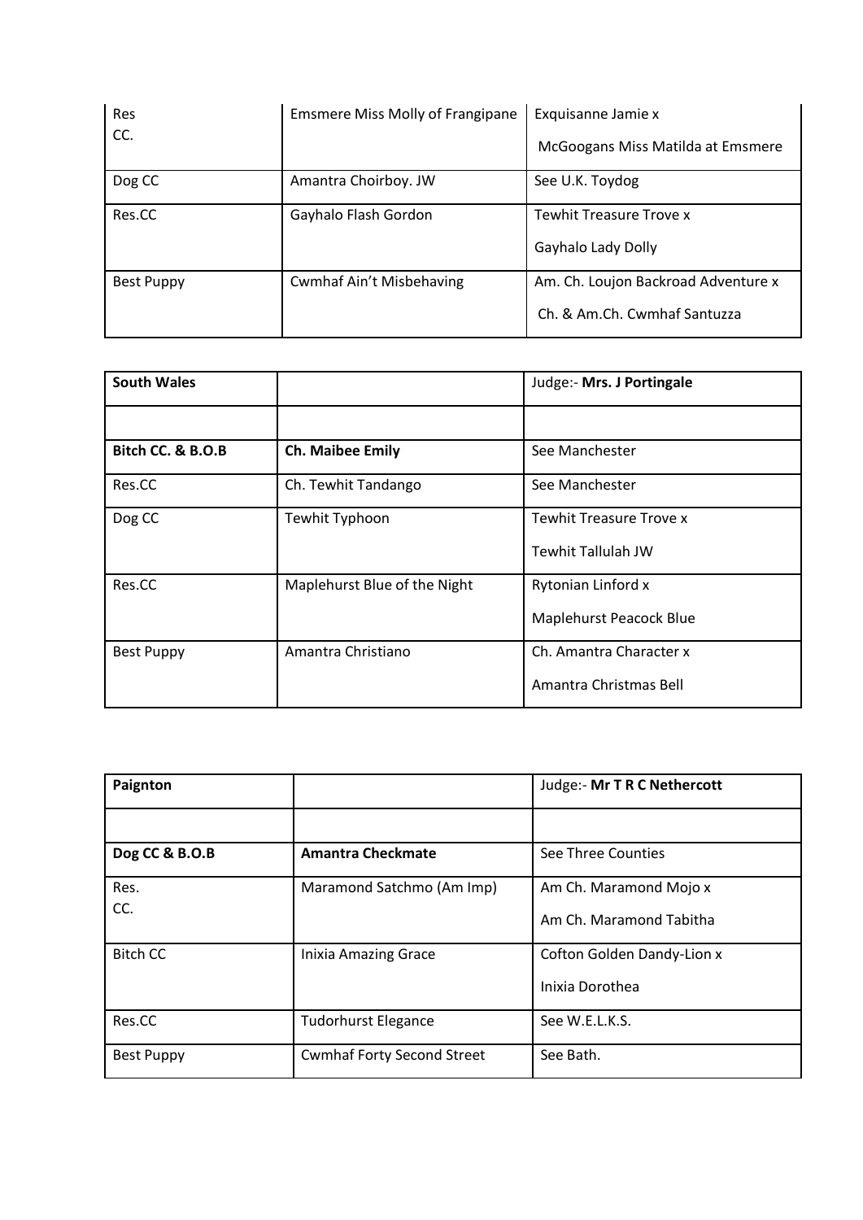| | | |
|---|---|---|
| Res CC. | Emsmere Miss Molly of Frangipane | Exquisanne Jamie x McGoogans Miss Matilda at Emsmere |
| Dog CC | Amantra Choirboy. JW | See U.K. Toydog |
| Res.CC | Gayhalo Flash Gordon | Tewhit Treasure Trove x Gayhalo Lady Dolly |
| Best Puppy | Cwmhaf Ain't Misbehaving | Am. Ch. Loujon Backroad Adventure x Ch. & Am.Ch. Cwmhaf Santuzza |

| **South Wales** | | Judge:- **Mrs. J Portingale** |
|---|---|---|
| | | |
| **Bitch CC. & B.O.B** | **Ch. Maibee Emily** | See Manchester |
| Res.CC | Ch. Tewhit Tandango | See Manchester |
| Dog CC | Tewhit Typhoon | Tewhit Treasure Trove x Tewhit Tallulah JW |
| Res.CC | Maplehurst Blue of the Night | Rytonian Linford x Maplehurst Peacock Blue |
| Best Puppy | Amantra Christiano | Ch. Amantra Character x Amantra Christmas Bell |

| **Paignton** | | Judge:- **Mr T R C Nethercott** |
|---|---|---|
| | | |
| **Dog CC & B.O.B** | **Amantra Checkmate** | See Three Counties |
| Res. CC. | Maramond Satchmo (Am Imp) | Am Ch. Maramond Mojo x Am Ch. Maramond Tabitha |
| Bitch CC | Inixia Amazing Grace | Cofton Golden Dandy-Lion x Inixia Dorothea |
| Res.CC | Tudorhurst Elegance | See W.E.L.K.S. |
| Best Puppy | Cwmhaf Forty Second Street | See Bath. |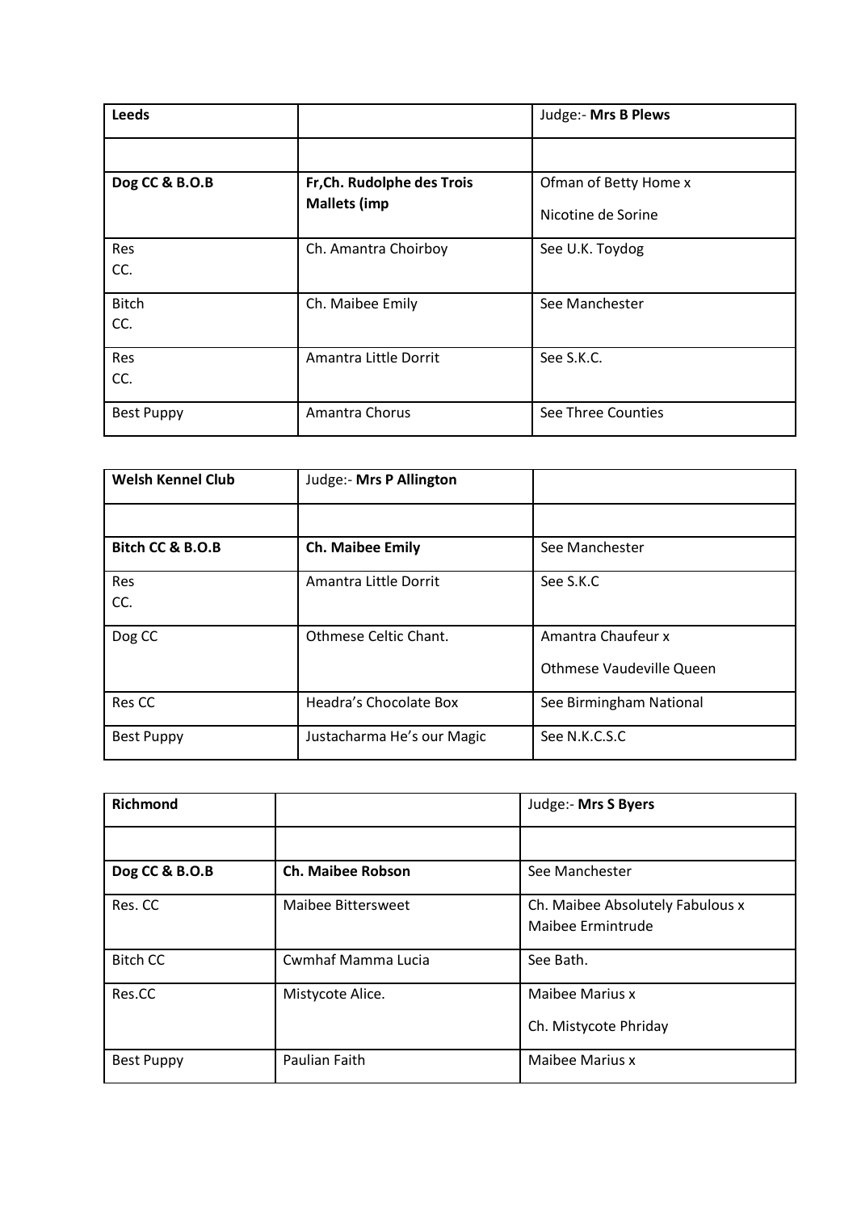| **Leeds** | | Judge:- **Mrs B Plews** |
| --- | --- | --- |
| | | |
| **Dog CC & B.O.B** | **Fr,Ch. Rudolphe des Trois Mallets (imp** | Ofman of Betty Home x Nicotine de Sorine |
| Res CC. | Ch. Amantra Choirboy | See U.K. Toydog |
| Bitch CC. | Ch. Maibee Emily | See Manchester |
| Res CC. | Amantra Little Dorrit | See S.K.C. |
| Best Puppy | Amantra Chorus | See Three Counties |

| **Welsh Kennel Club** | Judge:- **Mrs P Allington** | |
| --- | --- | --- |
| | | |
| **Bitch CC & B.O.B** | **Ch. Maibee Emily** | See Manchester |
| Res CC. | Amantra Little Dorrit | See S.K.C |
| Dog CC | Othmese Celtic Chant. | Amantra Chaufeur x Othmese Vaudeville Queen |
| Res CC | Headra's Chocolate Box | See Birmingham National |
| Best Puppy | Justacharma He's our Magic | See N.K.C.S.C |

| **Richmond** | | Judge:- **Mrs S Byers** |
| --- | --- | --- |
| | | |
| **Dog CC & B.O.B** | **Ch. Maibee Robson** | See Manchester |
| Res. CC | Maibee Bittersweet | Ch. Maibee Absolutely Fabulous x Maibee Ermintrude |
| Bitch CC | Cwmhaf Mamma Lucia | See Bath. |
| Res.CC | Mistycote Alice. | Maibee Marius x Ch. Mistycote Phriday |
| Best Puppy | Paulian Faith | Maibee Marius x |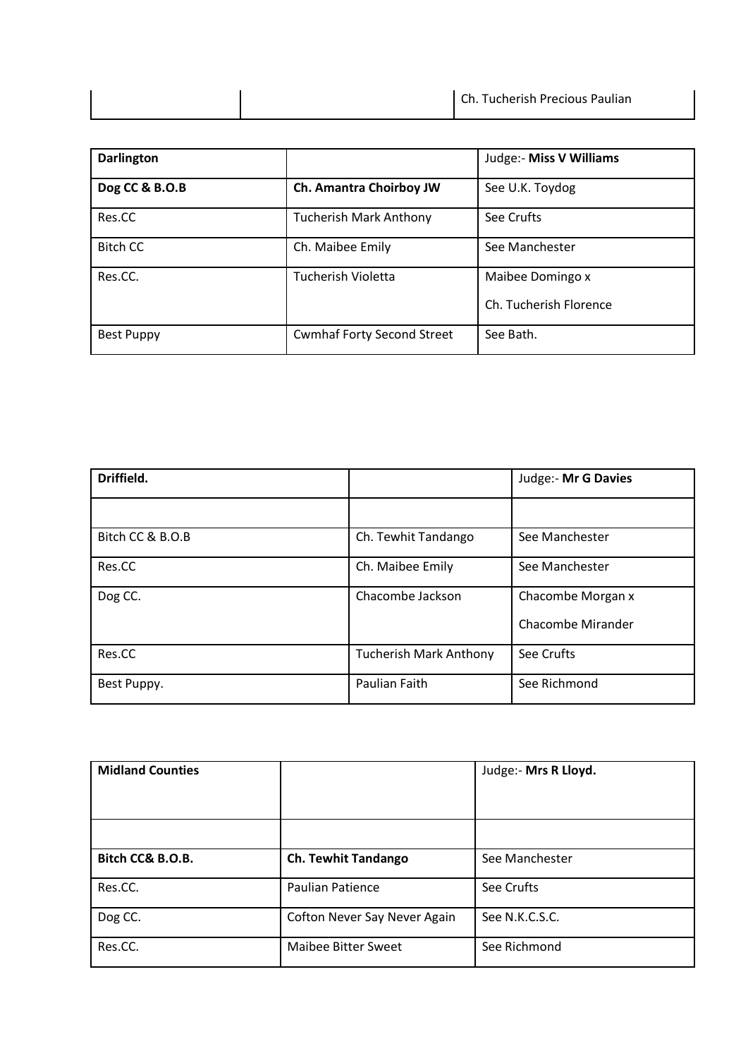| | | Ch. Tucherish Precious Paulian |
|---|---|---|

| **Darlington** | | Judge:- **Miss V Williams** |
|---|---|---|
| **Dog CC & B.O.B** | **Ch. Amantra Choirboy JW** | See U.K. Toydog |
| Res.CC | Tucherish Mark Anthony | See Crufts |
| Bitch CC | Ch. Maibee Emily | See Manchester |
| Res.CC. | Tucherish Violetta | Maibee Domingo x<br>Ch. Tucherish Florence |
| Best Puppy | Cwmhaf Forty Second Street | See Bath. |

| **Driffield.** | | Judge:- **Mr G Davies** |
|---|---|---|
| | | |
| Bitch CC & B.O.B | Ch. Tewhit Tandango | See Manchester |
| Res.CC | Ch. Maibee Emily | See Manchester |
| Dog CC. | Chacombe Jackson | Chacombe Morgan x<br>Chacombe Mirander |
| Res.CC | Tucherish Mark Anthony | See Crufts |
| Best Puppy. | Paulian Faith | See Richmond |

| **Midland Counties** | | Judge:- **Mrs R Lloyd.** |
|---|---|---|
| | | |
| **Bitch CC& B.O.B.** | **Ch. Tewhit Tandango** | See Manchester |
| Res.CC. | Paulian Patience | See Crufts |
| Dog CC. | Cofton Never Say Never Again | See N.K.C.S.C. |
| Res.CC. | Maibee Bitter Sweet | See Richmond |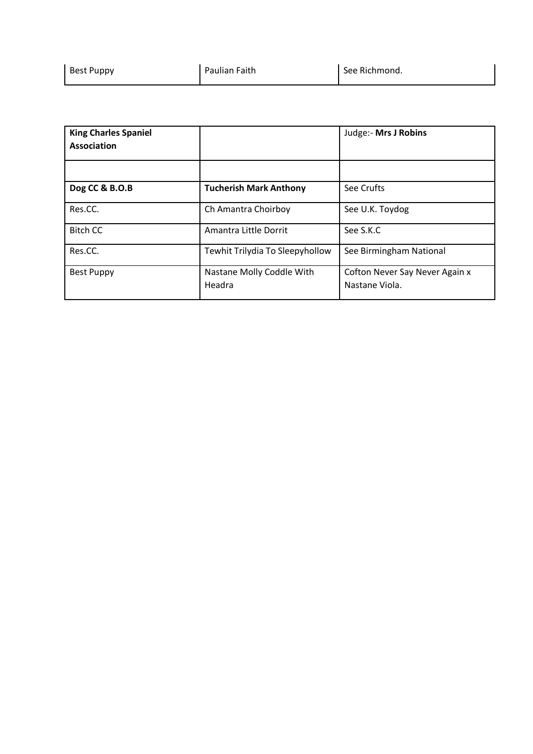| | | |
|---|---|---|
| Best Puppy | Paulian Faith | See Richmond. |

| | | |
|---|---|---|
| **King Charles Spaniel Association** | | Judge:- **Mrs J Robins** |
| | | |
| **Dog CC & B.O.B** | **Tucherish Mark Anthony** | See Crufts |
| Res.CC. | Ch Amantra Choirboy | See U.K. Toydog |
| Bitch CC | Amantra Little Dorrit | See S.K.C |
| Res.CC. | Tewhit Trilydia To Sleepyhollow | See Birmingham National |
| Best Puppy | Nastane Molly Coddle With Headra | Cofton Never Say Never Again x Nastane Viola. |